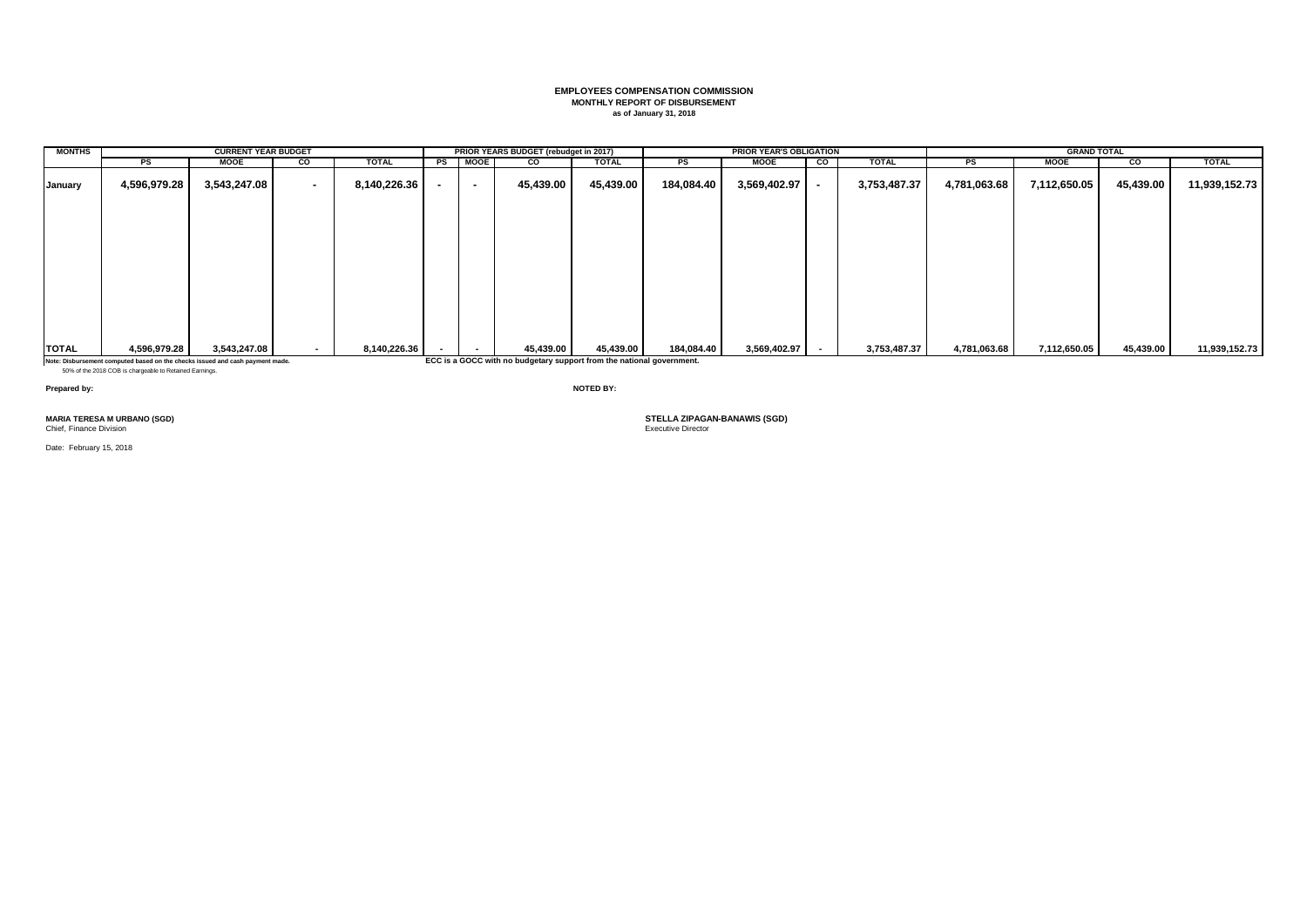**EMPLOYEES COMPENSATION COMMISSION**
**MONTHLY REPORT OF DISBURSEMENT**
**as of January 31, 2018**

| MONTHS | CURRENT YEAR BUDGET | | | | PRIOR YEARS BUDGET (rebudget in 2017) | | | | PRIOR YEAR'S OBLIGATION | | | | GRAND TOTAL | | | |
|---|---|---|---|---|---|---|---|---|---|---|---|---|---|---|---|---|
| | PS | MOOE | CO | TOTAL | PS | MOOE | CO | TOTAL | PS | MOOE | CO | TOTAL | PS | MOOE | CO | TOTAL |
| January | 4,596,979.28 | 3,543,247.08 | - | 8,140,226.36 | - | - | 45,439.00 | 45,439.00 | 184,084.40 | 3,569,402.97 | - | 3,753,487.37 | 4,781,063.68 | 7,112,650.05 | 45,439.00 | 11,939,152.73 |
| TOTAL | 4,596,979.28 | 3,543,247.08 | - | 8,140,226.36 | - | - | 45,439.00 | 45,439.00 | 184,084.40 | 3,569,402.97 | - | 3,753,487.37 | 4,781,063.68 | 7,112,650.05 | 45,439.00 | 11,939,152.73 |

**Note: Disbursement computed based on the checks issued and cash payment made.**
50% of the 2018 COB is chargeable to Retained Earnings.

**ECC is a GOCC with no budgetary support from the national government.**

**Prepared by:**

**MARIA TERESA M URBANO (SGD)**
Chief, Finance Division

Date: February 15, 2018

**NOTED BY:**

**STELLA ZIPAGAN-BANAWIS (SGD)**
Executive Director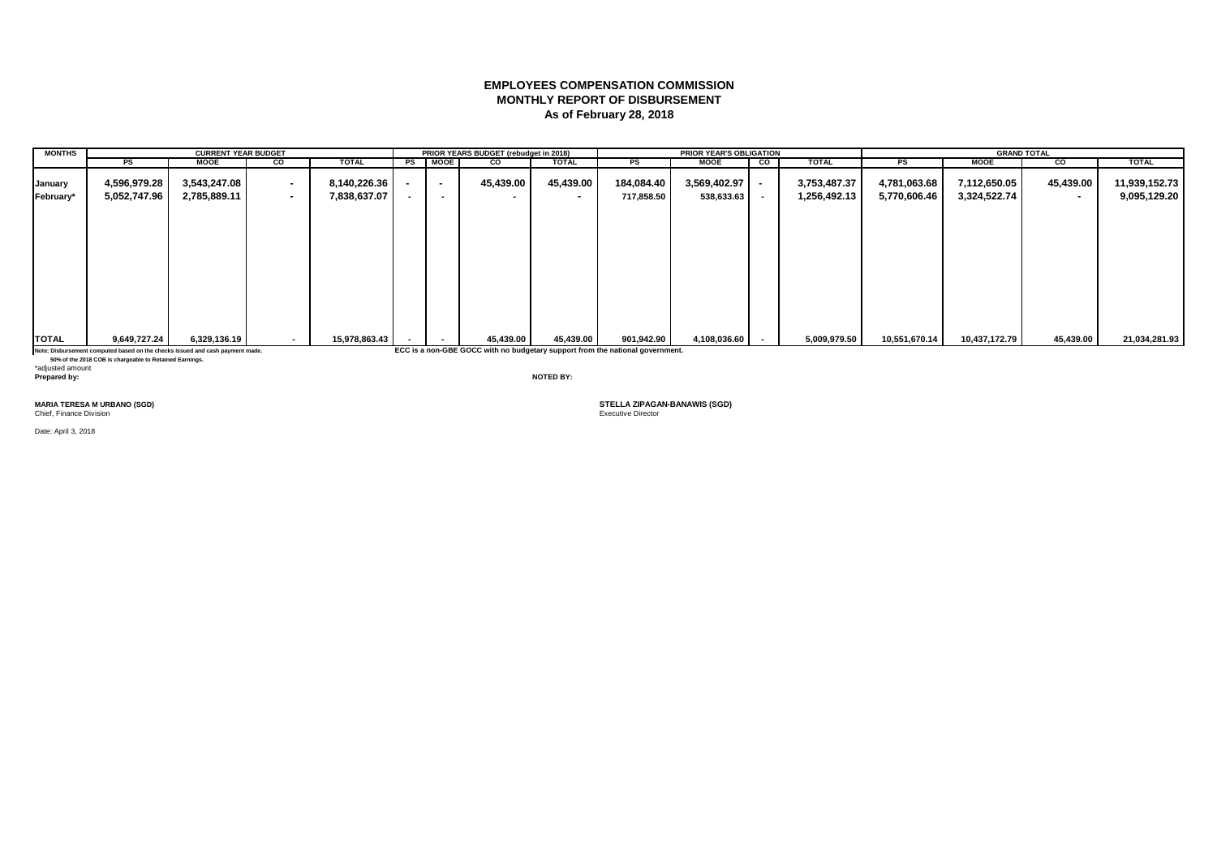**EMPLOYEES COMPENSATION COMMISSION**
**MONTHLY REPORT OF DISBURSEMENT**
**As of February 28, 2018**

| MONTHS | CURRENT YEAR BUDGET | | | | PRIOR YEARS BUDGET (rebudget in 2018) | | | | PRIOR YEAR'S OBLIGATION | | | | GRAND TOTAL | | | |
|---|---|---|---|---|---|---|---|---|---|---|---|---|---|---|---|---|
| | PS | MOOE | CO | TOTAL | PS | MOOE | CO | TOTAL | PS | MOOE | CO | TOTAL | PS | MOOE | CO | TOTAL |
| January | 4,596,979.28 | 3,543,247.08 | - | 8,140,226.36 | - | - | 45,439.00 | 45,439.00 | 184,084.40 | 3,569,402.97 | - | 3,753,487.37 | 4,781,063.68 | 7,112,650.05 | 45,439.00 | 11,939,152.73 |
| February* | 5,052,747.96 | 2,785,889.11 | - | 7,838,637.07 | - | - | - | - | 717,858.50 | 538,633.63 | - | 1,256,492.13 | 5,770,606.46 | 3,324,522.74 | - | 9,095,129.20 |
| TOTAL | 9,649,727.24 | 6,329,136.19 | - | 15,978,863.43 | - | - | 45,439.00 | 45,439.00 | 901,942.90 | 4,108,036.60 | - | 5,009,979.50 | 10,551,670.14 | 10,437,172.79 | 45,439.00 | 21,034,281.93 |

Note: Disbursement computed based on the checks issued and cash payment made.
50% of the 2018 COB is chargeable to Retained Earnings.

ECC is a non-GBE GOCC with no budgetary support from the national government.

*adjusted amount

**Prepared by:**

**MARIA TERESA M URBANO (SGD)**
Chief, Finance Division

**NOTED BY:**

**STELLA ZIPAGAN-BANAWIS (SGD)**
Executive Director

Date: April 3, 2018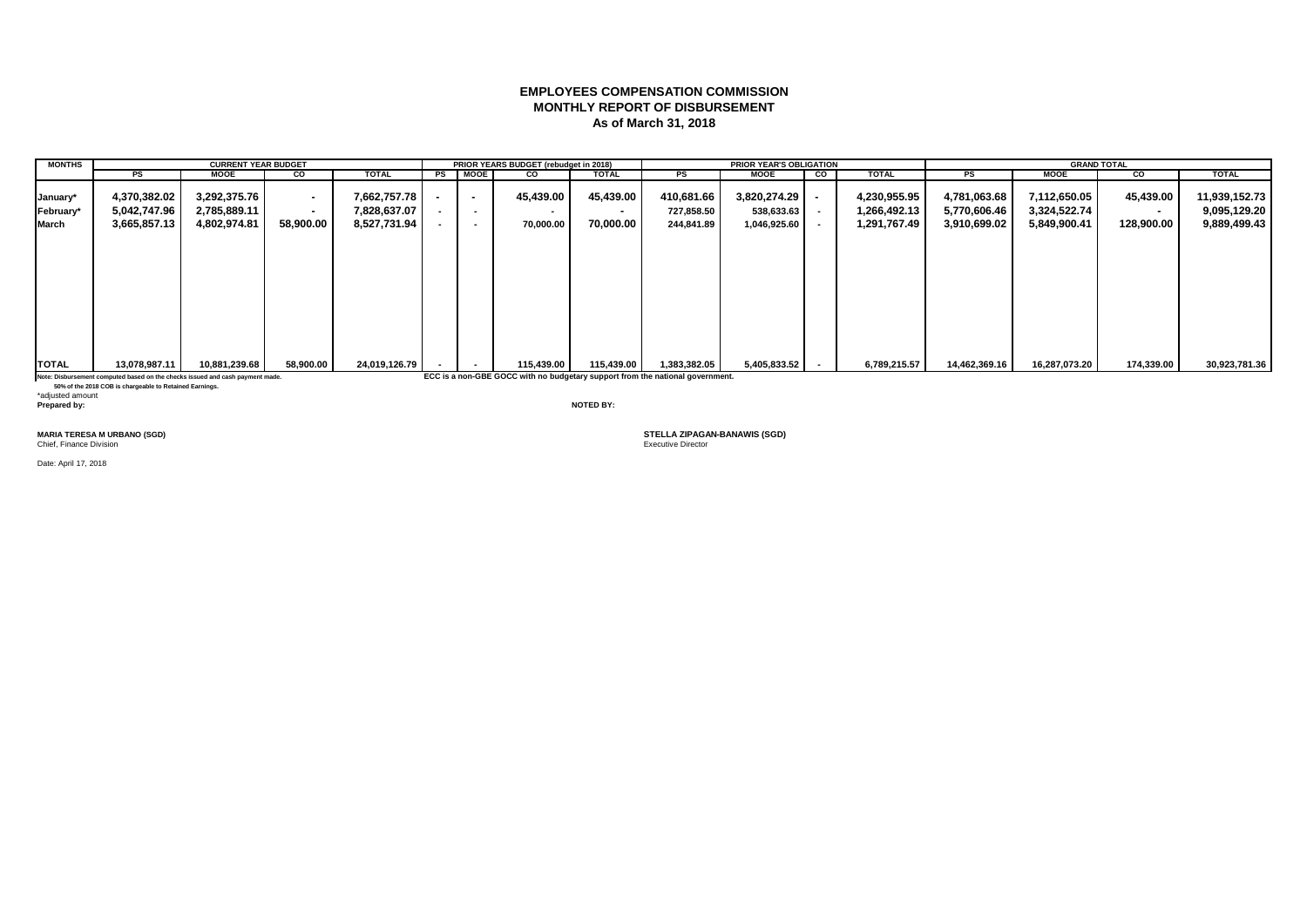# EMPLOYEES COMPENSATION COMMISSION
## MONTHLY REPORT OF DISBURSEMENT
### As of March 31, 2018

| MONTHS | CURRENT YEAR BUDGET | | | | PRIOR YEARS BUDGET (rebudget in 2018) | | | | PRIOR YEAR'S OBLIGATION | | | | GRAND TOTAL | | | |
|---|---|---|---|---|---|---|---|---|---|---|---|---|---|---|---|---|
| | PS | MOOE | CO | TOTAL | PS | MOOE | CO | TOTAL | PS | MOOE | CO | TOTAL | PS | MOOE | CO | TOTAL |
| January* | 4,370,382.02 | 3,292,375.76 | - | 7,662,757.78 | - | - | 45,439.00 | 45,439.00 | 410,681.66 | 3,820,274.29 | - | 4,230,955.95 | 4,781,063.68 | 7,112,650.05 | 45,439.00 | 11,939,152.73 |
| February* | 5,042,747.96 | 2,785,889.11 | - | 7,828,637.07 | - | - | - | - | 727,858.50 | 538,633.63 | - | 1,266,492.13 | 5,770,606.46 | 3,324,522.74 | - | 9,095,129.20 |
| March | 3,665,857.13 | 4,802,974.81 | 58,900.00 | 8,527,731.94 | - | - | 70,000.00 | 70,000.00 | 244,841.89 | 1,046,925.60 | - | 1,291,767.49 | 3,910,699.02 | 5,849,900.41 | 128,900.00 | 9,889,499.43 |
| TOTAL | 13,078,987.11 | 10,881,239.68 | 58,900.00 | 24,019,126.79 | - | - | 115,439.00 | 115,439.00 | 1,383,382.05 | 5,405,833.52 | - | 6,789,215.57 | 14,462,369.16 | 16,287,073.20 | 174,339.00 | 30,923,781.36 |

Note: Disbursement computed based on the checks issued and cash payment made.
50% of the 2018 COB is chargeable to Retained Earnings.
ECC is a non-GBE GOCC with no budgetary support from the national government.

*adjusted amount

**Prepared by:**

**MARIA TERESA M URBANO (SGD)**
Chief, Finance Division

**NOTED BY:**

**STELLA ZIPAGAN-BANAWIS (SGD)**
Executive Director

Date: April 17, 2018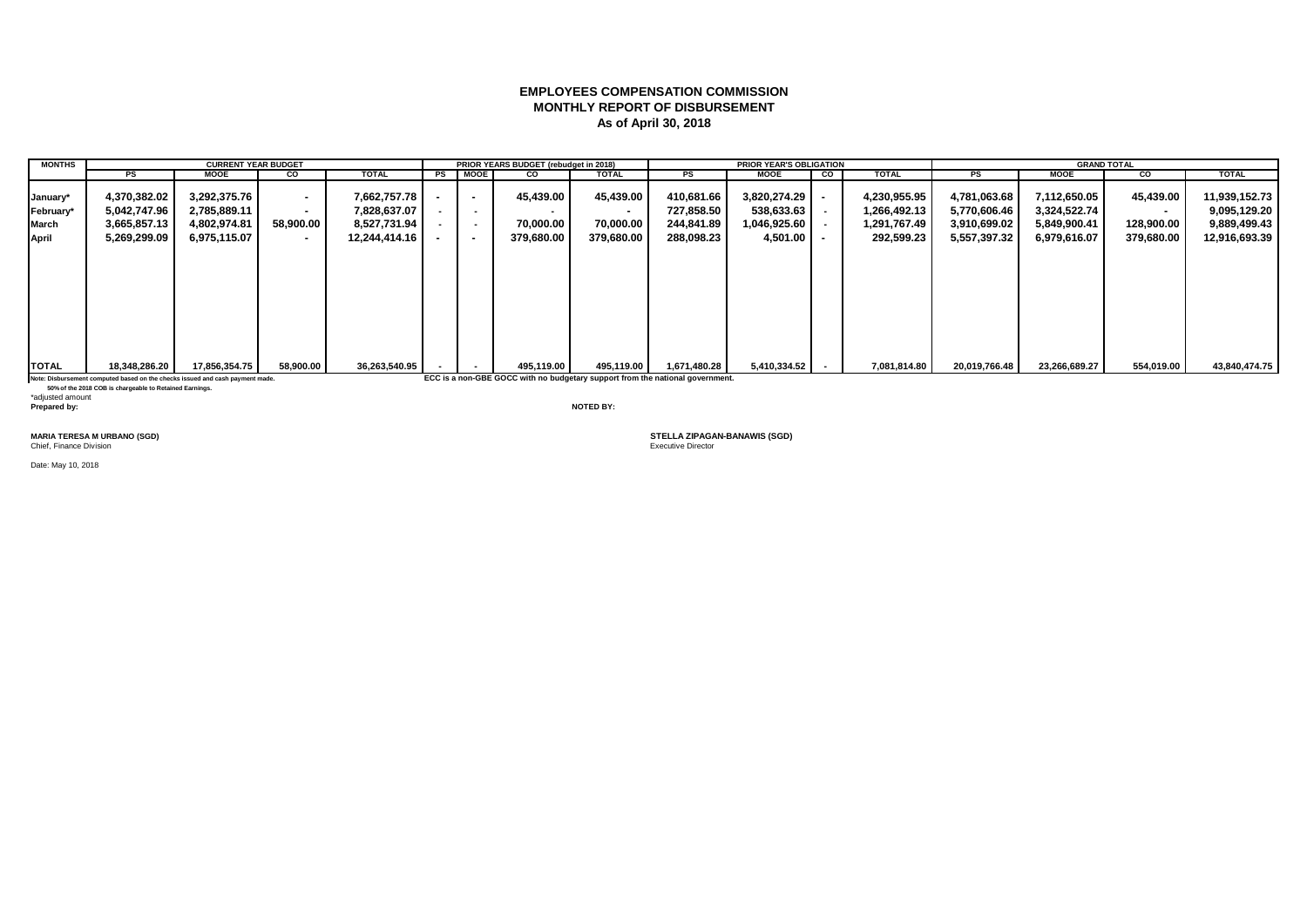# EMPLOYEES COMPENSATION COMMISSION
## MONTHLY REPORT OF DISBURSEMENT
### As of April 30, 2018

| MONTHS | CURRENT YEAR BUDGET | | | | PRIOR YEARS BUDGET (rebudget in 2018) | | | | PRIOR YEAR'S OBLIGATION | | | | GRAND TOTAL | | | |
|---|---|---|---|---|---|---|---|---|---|---|---|---|---|---|---|---|
| | PS | MOOE | CO | TOTAL | PS | MOOE | CO | TOTAL | PS | MOOE | CO | TOTAL | PS | MOOE | CO | TOTAL |
| January* | 4,370,382.02 | 3,292,375.76 | - | 7,662,757.78 | - | - | 45,439.00 | 45,439.00 | 410,681.66 | 3,820,274.29 | - | 4,230,955.95 | 4,781,063.68 | 7,112,650.05 | 45,439.00 | 11,939,152.73 |
| February* | 5,042,747.96 | 2,785,889.11 | - | 7,828,637.07 | - | - | - | - | 727,858.50 | 538,633.63 | - | 1,266,492.13 | 5,770,606.46 | 3,324,522.74 | - | 9,095,129.20 |
| March | 3,665,857.13 | 4,802,974.81 | 58,900.00 | 8,527,731.94 | - | - | 70,000.00 | 70,000.00 | 244,841.89 | 1,046,925.60 | - | 1,291,767.49 | 3,910,699.02 | 5,849,900.41 | 128,900.00 | 9,889,499.43 |
| April | 5,269,299.09 | 6,975,115.07 | - | 12,244,414.16 | - | - | 379,680.00 | 379,680.00 | 288,098.23 | 4,501.00 | - | 292,599.23 | 5,557,397.32 | 6,979,616.07 | 379,680.00 | 12,916,693.39 |
| TOTAL | 18,348,286.20 | 17,856,354.75 | 58,900.00 | 36,263,540.95 | - | - | 495,119.00 | 495,119.00 | 1,671,480.28 | 5,410,334.52 | - | 7,081,814.80 | 20,019,766.48 | 23,266,689.27 | 554,019.00 | 43,840,474.75 |

Note: Disbursement computed based on the checks issued and cash payment made.
50% of the 2018 COB is chargeable to Retained Earnings.

ECC is a non-GBE GOCC with no budgetary support from the national government.

*adjusted amount

**Prepared by:**

**MARIA TERESA M URBANO (SGD)**
Chief, Finance Division

**NOTED BY:**

**STELLA ZIPAGAN-BANAWIS (SGD)**
Executive Director

Date: May 10, 2018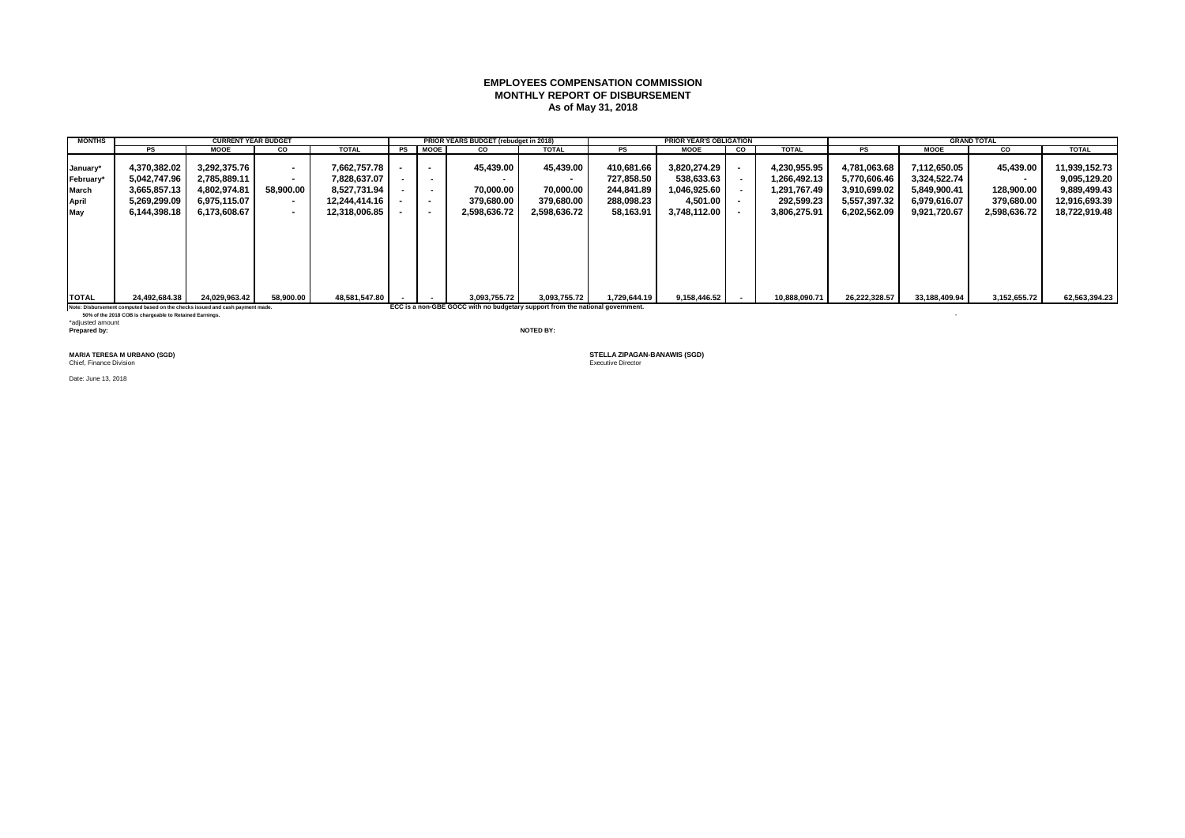**EMPLOYEES COMPENSATION COMMISSION**
**MONTHLY REPORT OF DISBURSEMENT**
**As of May 31, 2018**

| MONTHS | CURRENT YEAR BUDGET | | | | PRIOR YEARS BUDGET (rebudget in 2018) | | | | PRIOR YEAR'S OBLIGATION | | | | GRAND TOTAL | | | |
|---|---|---|---|---|---|---|---|---|---|---|---|---|---|---|---|---|
| | PS | MOOE | CO | TOTAL | PS | MOOE | CO | TOTAL | PS | MOOE | CO | TOTAL | PS | MOOE | CO | TOTAL |
| January* | 4,370,382.02 | 3,292,375.76 | - | 7,662,757.78 | - | - | 45,439.00 | 45,439.00 | 410,681.66 | 3,820,274.29 | - | 4,230,955.95 | 4,781,063.68 | 7,112,650.05 | 45,439.00 | 11,939,152.73 |
| February* | 5,042,747.96 | 2,785,889.11 | - | 7,828,637.07 | - | - | - | - | 727,858.50 | 538,633.63 | - | 1,266,492.13 | 5,770,606.46 | 3,324,522.74 | - | 9,095,129.20 |
| March | 3,665,857.13 | 4,802,974.81 | 58,900.00 | 8,527,731.94 | - | - | 70,000.00 | 70,000.00 | 244,841.89 | 1,046,925.60 | - | 1,291,767.49 | 3,910,699.02 | 5,849,900.41 | 128,900.00 | 9,889,499.43 |
| April | 5,269,299.09 | 6,975,115.07 | - | 12,244,414.16 | - | - | 379,680.00 | 379,680.00 | 288,098.23 | 4,501.00 | - | 292,599.23 | 5,557,397.32 | 6,979,616.07 | 379,680.00 | 12,916,693.39 |
| May | 6,144,398.18 | 6,173,608.67 | - | 12,318,006.85 | - | - | 2,598,636.72 | 2,598,636.72 | 58,163.91 | 3,748,112.00 | - | 3,806,275.91 | 6,202,562.09 | 9,921,720.67 | 2,598,636.72 | 18,722,919.48 |
| TOTAL | 24,492,684.38 | 24,029,963.42 | 58,900.00 | 48,581,547.80 | - | - | 3,093,755.72 | 3,093,755.72 | 1,729,644.19 | 9,158,446.52 | - | 10,888,090.71 | 26,222,328.57 | 33,188,409.94 | 3,152,655.72 | 62,563,394.23 |

Note: Disbursement computed based on the checks issued and cash payment made.
50% of the 2018 COB is chargeable to Retained Earnings.
*adjusted amount

ECC is a non-GBE GOCC with no budgetary support from the national government.

Prepared by:

NOTED BY:

**MARIA TERESA M URBANO (SGD)**
Chief, Finance Division

**STELLA ZIPAGAN-BANAWIS (SGD)**
Executive Director

Date: June 13, 2018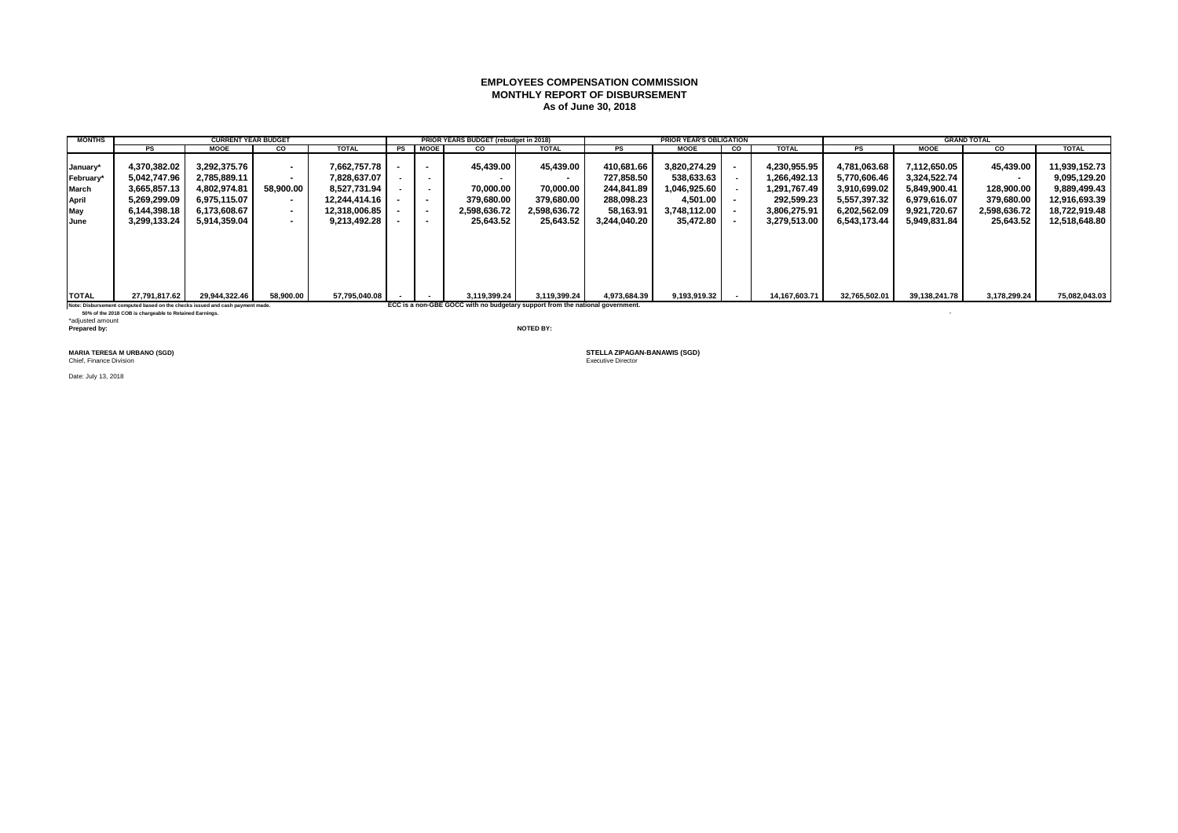# EMPLOYEES COMPENSATION COMMISSION
## MONTHLY REPORT OF DISBURSEMENT
### As of June 30, 2018

| MONTHS | CURRENT YEAR BUDGET | | | | PRIOR YEARS BUDGET (rebudget in 2018) | | | | PRIOR YEAR'S OBLIGATION | | | | GRAND TOTAL | | | |
|---|---|---|---|---|---|---|---|---|---|---|---|---|---|---|---|---|
| | PS | MOOE | CO | TOTAL | PS | MOOE | CO | TOTAL | PS | MOOE | CO | TOTAL | PS | MOOE | CO | TOTAL |
| January* | 4,370,382.02 | 3,292,375.76 | - | 7,662,757.78 | - | - | 45,439.00 | 45,439.00 | 410,681.66 | 3,820,274.29 | - | 4,230,955.95 | 4,781,063.68 | 7,112,650.05 | 45,439.00 | 11,939,152.73 |
| February* | 5,042,747.96 | 2,785,889.11 | - | 7,828,637.07 | - | - | - | - | 727,858.50 | 538,633.63 | - | 1,266,492.13 | 5,770,606.46 | 3,324,522.74 | - | 9,095,129.20 |
| March | 3,665,857.13 | 4,802,974.81 | 58,900.00 | 8,527,731.94 | - | - | 70,000.00 | 70,000.00 | 244,841.89 | 1,046,925.60 | - | 1,291,767.49 | 3,910,699.02 | 5,849,900.41 | 128,900.00 | 9,889,499.43 |
| April | 5,269,299.09 | 6,975,115.07 | - | 12,244,414.16 | - | - | 379,680.00 | 379,680.00 | 288,098.23 | 4,501.00 | - | 292,599.23 | 5,557,397.32 | 6,979,616.07 | 379,680.00 | 12,916,693.39 |
| May | 6,144,398.18 | 6,173,608.67 | - | 12,318,006.85 | - | - | 2,598,636.72 | 2,598,636.72 | 58,163.91 | 3,748,112.00 | - | 3,806,275.91 | 6,202,562.09 | 9,921,720.67 | 2,598,636.72 | 18,722,919.48 |
| June | 3,299,133.24 | 5,914,359.04 | - | 9,213,492.28 | - | - | 25,643.52 | 25,643.52 | 3,244,040.20 | 35,472.80 | - | 3,279,513.00 | 6,543,173.44 | 5,949,831.84 | 25,643.52 | 12,518,648.80 |
| TOTAL | 27,791,817.62 | 29,944,322.46 | 58,900.00 | 57,795,040.08 | - | - | 3,119,399.24 | 3,119,399.24 | 4,973,684.39 | 9,193,919.32 | - | 14,167,603.71 | 32,765,502.01 | 39,138,241.78 | 3,178,299.24 | 75,082,043.03 |

**Note: Disbursement computed based on the checks issued and cash payment made.**
**50% of the 2018 COB is chargeable to Retained Earnings.**
*adjusted amount

**ECC is a non-GBE GOCC with no budgetary support from the national government.**

**Prepared by:** 

**NOTED BY:**

**MARIA TERESA M URBANO (SGD)**
Chief, Finance Division

**STELLA ZIPAGAN-BANAWIS (SGD)**
Executive Director

Date: July 13, 2018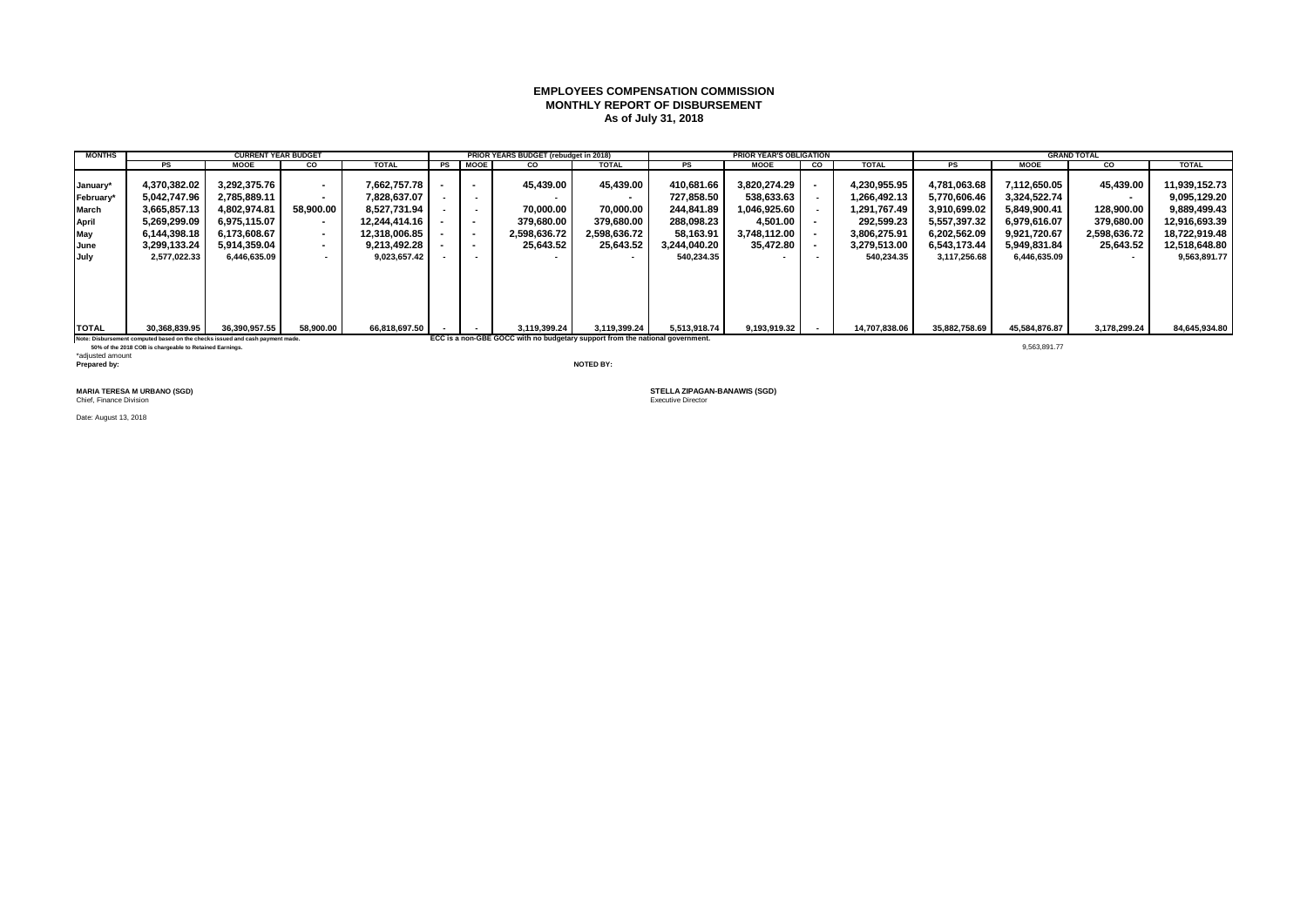# EMPLOYEES COMPENSATION COMMISSION
## MONTHLY REPORT OF DISBURSEMENT
### As of July 31, 2018

| MONTHS | CURRENT YEAR BUDGET | | | | PRIOR YEARS BUDGET (rebudget in 2018) | | | | PRIOR YEAR'S OBLIGATION | | | | GRAND TOTAL | | | |
|---|---|---|---|---|---|---|---|---|---|---|---|---|---|---|---|---|
| | PS | MOOE | CO | TOTAL | PS | MOOE | CO | TOTAL | PS | MOOE | CO | TOTAL | PS | MOOE | CO | TOTAL |
| January* | 4,370,382.02 | 3,292,375.76 | - | 7,662,757.78 | - | - | 45,439.00 | 45,439.00 | 410,681.66 | 3,820,274.29 | - | 4,230,955.95 | 4,781,063.68 | 7,112,650.05 | 45,439.00 | 11,939,152.73 |
| February* | 5,042,747.96 | 2,785,889.11 | - | 7,828,637.07 | - | - | - | - | 727,858.50 | 538,633.63 | - | 1,266,492.13 | 5,770,606.46 | 3,324,522.74 | - | 9,095,129.20 |
| March | 3,665,857.13 | 4,802,974.81 | 58,900.00 | 8,527,731.94 | - | - | 70,000.00 | 70,000.00 | 244,841.89 | 1,046,925.60 | - | 1,291,767.49 | 3,910,699.02 | 5,849,900.41 | 128,900.00 | 9,889,499.43 |
| April | 5,269,299.09 | 6,975,115.07 | - | 12,244,414.16 | - | - | 379,680.00 | 379,680.00 | 288,098.23 | 4,501.00 | - | 292,599.23 | 5,557,397.32 | 6,979,616.07 | 379,680.00 | 12,916,693.39 |
| May | 6,144,398.18 | 6,173,608.67 | - | 12,318,006.85 | - | - | 2,598,636.72 | 2,598,636.72 | 58,163.91 | 3,748,112.00 | - | 3,806,275.91 | 6,202,562.09 | 9,921,720.67 | 2,598,636.72 | 18,722,919.48 |
| June | 3,299,133.24 | 5,914,359.04 | - | 9,213,492.28 | - | - | 25,643.52 | 25,643.52 | 3,244,040.20 | 35,472.80 | - | 3,279,513.00 | 6,543,173.44 | 5,949,831.84 | 25,643.52 | 12,518,648.80 |
| July | 2,577,022.33 | 6,446,635.09 | - | 9,023,657.42 | - | - | - | - | 540,234.35 | - | - | 540,234.35 | 3,117,256.68 | 6,446,635.09 | - | 9,563,891.77 |
| TOTAL | 30,368,839.95 | 36,390,957.55 | 58,900.00 | 66,818,697.50 | - | - | 3,119,399.24 | 3,119,399.24 | 5,513,918.74 | 9,193,919.32 | - | 14,707,838.06 | 35,882,758.69 | 45,584,876.87 | 3,178,299.24 | 84,645,934.80 |

Note: Disbursement computed based on the checks issued and cash payment made.
50% of the 2018 COB is chargeable to Retained Earnings.
*adjusted amount

ECC is a non-GBE GOCC with no budgetary support from the national government.

9,563,891.77

**Prepared by:**

**MARIA TERESA M URBANO (SGD)**
Chief, Finance Division

**NOTED BY:**

**STELLA ZIPAGAN-BANAWIS (SGD)**
Executive Director

Date: August 13, 2018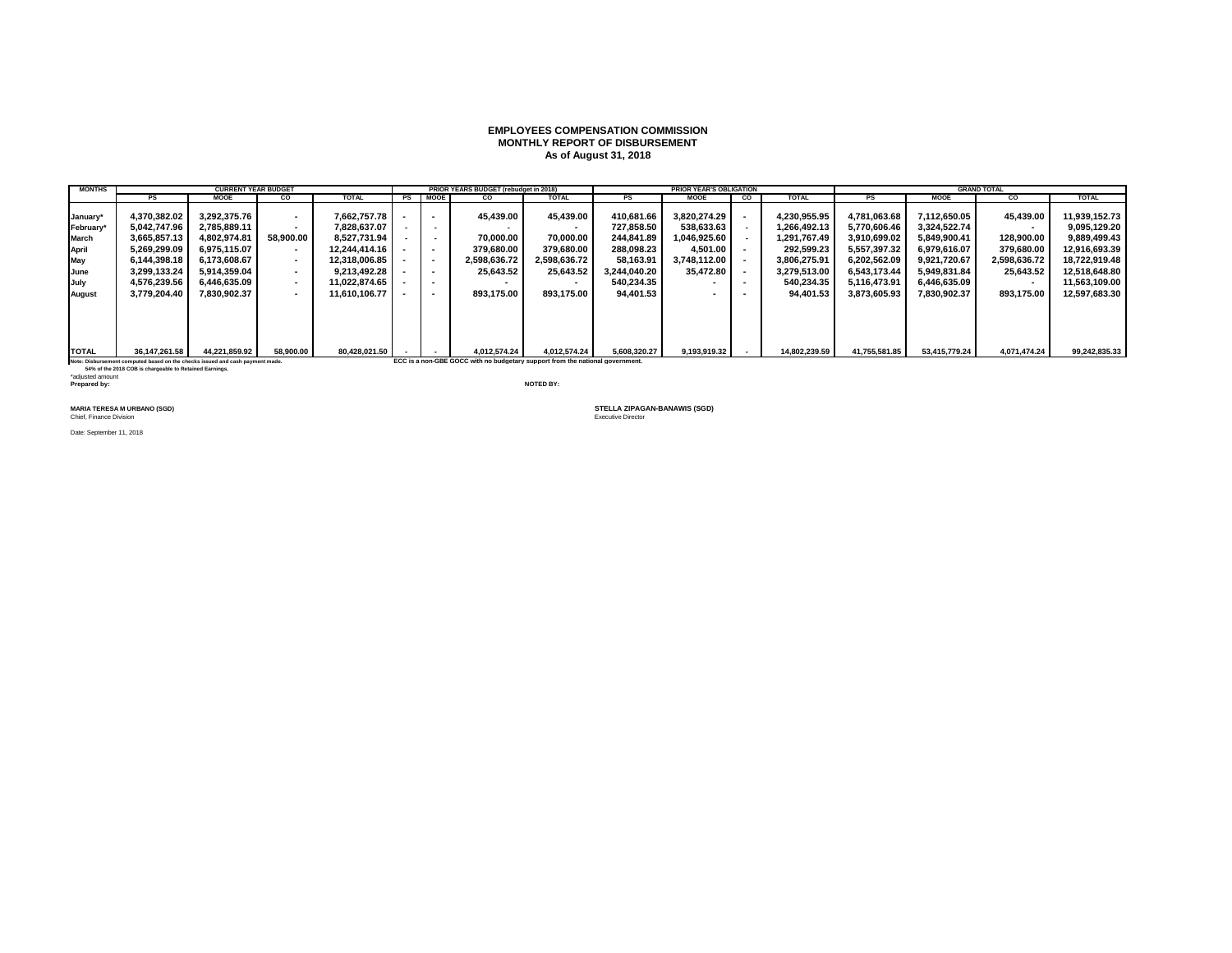**EMPLOYEES COMPENSATION COMMISSION**
**MONTHLY REPORT OF DISBURSEMENT**
**As of August 31, 2018**

| MONTHS | CURRENT YEAR BUDGET | | | | PRIOR YEARS BUDGET (rebudget in 2018) | | | | PRIOR YEAR'S OBLIGATION | | | | GRAND TOTAL | | | |
|---|---|---|---|---|---|---|---|---|---|---|---|---|---|---|---|---|
| | PS | MOOE | CO | TOTAL | PS | MOOE | CO | TOTAL | PS | MOOE | CO | TOTAL | PS | MOOE | CO | TOTAL |
| January* | 4,370,382.02 | 3,292,375.76 | - | 7,662,757.78 | - | - | 45,439.00 | 45,439.00 | 410,681.66 | 3,820,274.29 | - | 4,230,955.95 | 4,781,063.68 | 7,112,650.05 | 45,439.00 | 11,939,152.73 |
| February* | 5,042,747.96 | 2,785,889.11 | - | 7,828,637.07 | - | - | - | - | 727,858.50 | 538,633.63 | - | 1,266,492.13 | 5,770,606.46 | 3,324,522.74 | - | 9,095,129.20 |
| March | 3,665,857.13 | 4,802,974.81 | 58,900.00 | 8,527,731.94 | - | - | 70,000.00 | 70,000.00 | 244,841.89 | 1,046,925.60 | - | 1,291,767.49 | 3,910,699.02 | 5,849,900.41 | 128,900.00 | 9,889,499.43 |
| April | 5,269,299.09 | 6,975,115.07 | - | 12,244,414.16 | - | - | 379,680.00 | 379,680.00 | 288,098.23 | 4,501.00 | - | 292,599.23 | 5,557,397.32 | 6,979,616.07 | 379,680.00 | 12,916,693.39 |
| May | 6,144,398.18 | 6,173,608.67 | - | 12,318,006.85 | - | - | 2,598,636.72 | 2,598,636.72 | 58,163.91 | 3,748,112.00 | - | 3,806,275.91 | 6,202,562.09 | 9,921,720.67 | 2,598,636.72 | 18,722,919.48 |
| June | 3,299,133.24 | 5,914,359.04 | - | 9,213,492.28 | - | - | 25,643.52 | 25,643.52 | 3,244,040.20 | 35,472.80 | - | 3,279,513.00 | 6,543,173.44 | 5,949,831.84 | 25,643.52 | 12,518,648.80 |
| July | 4,576,239.56 | 6,446,635.09 | - | 11,022,874.65 | - | - | - | - | 540,234.35 | - | - | 540,234.35 | 5,116,473.91 | 6,446,635.09 | - | 11,563,109.00 |
| August | 3,779,204.40 | 7,830,902.37 | - | 11,610,106.77 | - | - | 893,175.00 | 893,175.00 | 94,401.53 | - | - | 94,401.53 | 3,873,605.93 | 7,830,902.37 | 893,175.00 | 12,597,683.30 |
| TOTAL | 36,147,261.58 | 44,221,859.92 | 58,900.00 | 80,428,021.50 | - | - | 4,012,574.24 | 4,012,574.24 | 5,608,320.27 | 9,193,919.32 | - | 14,802,239.59 | 41,755,581.85 | 53,415,779.24 | 4,071,474.24 | 99,242,835.33 |

**Note: Disbursement computed based on the checks issued and cash payment made.**
**54% of the 2018 COB is chargeable to Retained Earnings.**

**ECC is a non-GBE GOCC with no budgetary support from the national government.**

*adjusted amount

**Prepared by:**

**NOTED BY:**

**MARIA TERESA M URBANO (SGD)**
Chief, Finance Division

**STELLA ZIPAGAN-BANAWIS (SGD)**
Executive Director

Date: September 11, 2018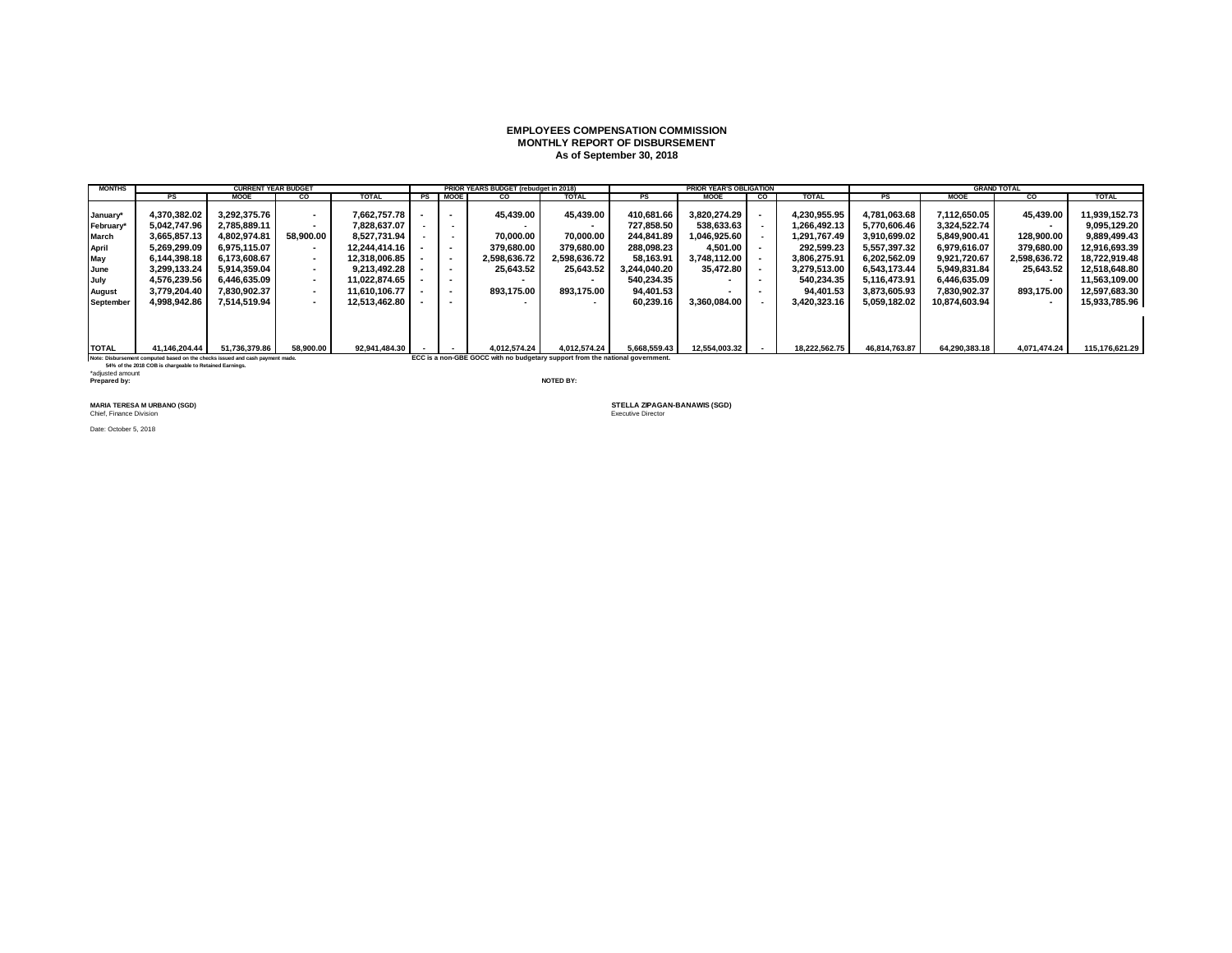**EMPLOYEES COMPENSATION COMMISSION**
**MONTHLY REPORT OF DISBURSEMENT**
**As of September 30, 2018**

| MONTHS | CURRENT YEAR BUDGET | | | | PRIOR YEARS BUDGET (rebudget in 2018) | | | | PRIOR YEAR'S OBLIGATION | | | | GRAND TOTAL | | | |
|---|---|---|---|---|---|---|---|---|---|---|---|---|---|---|---|---|
| | PS | MOOE | CO | TOTAL | PS | MOOE | CO | TOTAL | PS | MOOE | CO | TOTAL | PS | MOOE | CO | TOTAL |
| January* | 4,370,382.02 | 3,292,375.76 | - | 7,662,757.78 | - | - | 45,439.00 | 45,439.00 | 410,681.66 | 3,820,274.29 | - | 4,230,955.95 | 4,781,063.68 | 7,112,650.05 | 45,439.00 | 11,939,152.73 |
| February* | 5,042,747.96 | 2,785,889.11 | - | 7,828,637.07 | - | - | - | - | 727,858.50 | 538,633.63 | - | 1,266,492.13 | 5,770,606.46 | 3,324,522.74 | - | 9,095,129.20 |
| March | 3,665,857.13 | 4,802,974.81 | 58,900.00 | 8,527,731.94 | - | - | 70,000.00 | 70,000.00 | 244,841.89 | 1,046,925.60 | - | 1,291,767.49 | 3,910,699.02 | 5,849,900.41 | 128,900.00 | 9,889,499.43 |
| April | 5,269,299.09 | 6,975,115.07 | - | 12,244,414.16 | - | - | 379,680.00 | 379,680.00 | 288,098.23 | 4,501.00 | - | 292,599.23 | 5,557,397.32 | 6,979,616.07 | 379,680.00 | 12,916,693.39 |
| May | 6,144,398.18 | 6,173,608.67 | - | 12,318,006.85 | - | - | 2,598,636.72 | 2,598,636.72 | 58,163.91 | 3,748,112.00 | - | 3,806,275.91 | 6,202,562.09 | 9,921,720.67 | 2,598,636.72 | 18,722,919.48 |
| June | 3,299,133.24 | 5,914,359.04 | - | 9,213,492.28 | - | - | 25,643.52 | 25,643.52 | 3,244,040.20 | 35,472.80 | - | 3,279,513.00 | 6,543,173.44 | 5,949,831.84 | 25,643.52 | 12,518,648.80 |
| July | 4,576,239.56 | 6,446,635.09 | - | 11,022,874.65 | - | - | - | - | 540,234.35 | - | - | 540,234.35 | 5,116,473.91 | 6,446,635.09 | - | 11,563,109.00 |
| August | 3,779,204.40 | 7,830,902.37 | - | 11,610,106.77 | - | - | 893,175.00 | 893,175.00 | 94,401.53 | - | - | 94,401.53 | 3,873,605.93 | 7,830,902.37 | 893,175.00 | 12,597,683.30 |
| September | 4,998,942.86 | 7,514,519.94 | - | 12,513,462.80 | - | - | - | - | 60,239.16 | 3,360,084.00 | - | 3,420,323.16 | 5,059,182.02 | 10,874,603.94 | - | 15,933,785.96 |
| TOTAL | 41,146,204.44 | 51,736,379.86 | 58,900.00 | 92,941,484.30 | - | - | 4,012,574.24 | 4,012,574.24 | 5,668,559.43 | 12,554,003.32 | - | 18,222,562.75 | 46,814,763.87 | 64,290,383.18 | 4,071,474.24 | 115,176,621.29 |

Note: Disbursement computed based on the checks issued and cash payment made.
54% of the 2018 COB is chargeable to Retained Earnings.

ECC is a non-GBE GOCC with no budgetary support from the national government.

*adjusted amount

**Prepared by:**

**MARIA TERESA M URBANO (SGD)**
Chief, Finance Division

**NOTED BY:**

**STELLA ZIPAGAN-BANAWIS (SGD)**
Executive Director

Date: October 5, 2018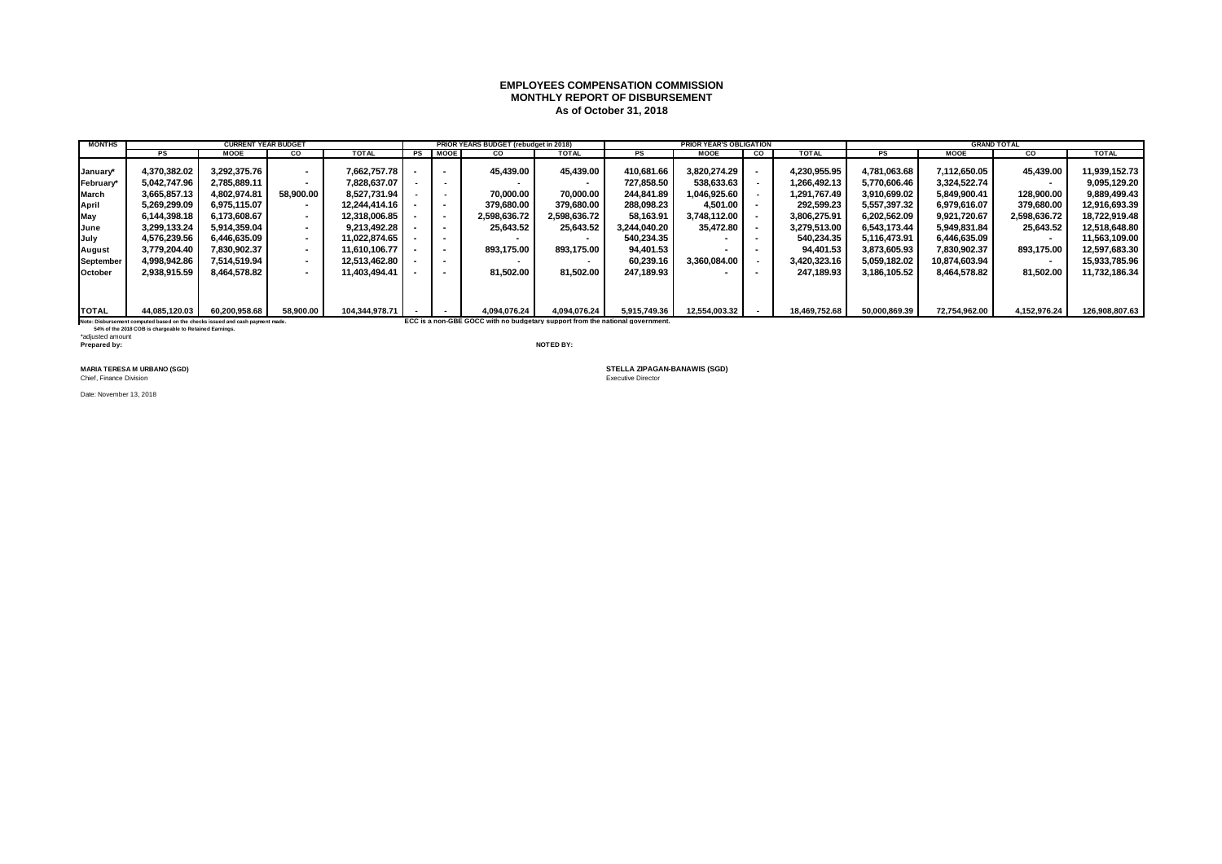**EMPLOYEES COMPENSATION COMMISSION**
**MONTHLY REPORT OF DISBURSEMENT**
**As of October 31, 2018**

| MONTHS | CURRENT YEAR BUDGET | | | | PRIOR YEARS BUDGET (rebudget in 2018) | | | | PRIOR YEAR'S OBLIGATION | | | | GRAND TOTAL | | | |
|---|---|---|---|---|---|---|---|---|---|---|---|---|---|---|---|---|
| | PS | MOOE | CO | TOTAL | PS | MOOE | CO | TOTAL | PS | MOOE | CO | TOTAL | PS | MOOE | CO | TOTAL |
| January* | 4,370,382.02 | 3,292,375.76 | - | 7,662,757.78 | - | - | 45,439.00 | 45,439.00 | 410,681.66 | 3,820,274.29 | - | 4,230,955.95 | 4,781,063.68 | 7,112,650.05 | 45,439.00 | 11,939,152.73 |
| February* | 5,042,747.96 | 2,785,889.11 | - | 7,828,637.07 | - | - | - | - | 727,858.50 | 538,633.63 | - | 1,266,492.13 | 5,770,606.46 | 3,324,522.74 | - | 9,095,129.20 |
| March | 3,665,857.13 | 4,802,974.81 | 58,900.00 | 8,527,731.94 | - | - | 70,000.00 | 70,000.00 | 244,841.89 | 1,046,925.60 | - | 1,291,767.49 | 3,910,699.02 | 5,849,900.41 | 128,900.00 | 9,889,499.43 |
| April | 5,269,299.09 | 6,975,115.07 | - | 12,244,414.16 | - | - | 379,680.00 | 379,680.00 | 288,098.23 | 4,501.00 | - | 292,599.23 | 5,557,397.32 | 6,979,616.07 | 379,680.00 | 12,916,693.39 |
| May | 6,144,398.18 | 6,173,608.67 | - | 12,318,006.85 | - | - | 2,598,636.72 | 2,598,636.72 | 58,163.91 | 3,748,112.00 | - | 3,806,275.91 | 6,202,562.09 | 9,921,720.67 | 2,598,636.72 | 18,722,919.48 |
| June | 3,299,133.24 | 5,914,359.04 | - | 9,213,492.28 | - | - | 25,643.52 | 25,643.52 | 3,244,040.20 | 35,472.80 | - | 3,279,513.00 | 6,543,173.44 | 5,949,831.84 | 25,643.52 | 12,518,648.80 |
| July | 4,576,239.56 | 6,446,635.09 | - | 11,022,874.65 | - | - | - | - | 540,234.35 | - | - | 540,234.35 | 5,116,473.91 | 6,446,635.09 | - | 11,563,109.00 |
| August | 3,779,204.40 | 7,830,902.37 | - | 11,610,106.77 | - | - | 893,175.00 | 893,175.00 | 94,401.53 | - | - | 94,401.53 | 3,873,605.93 | 7,830,902.37 | 893,175.00 | 12,597,683.30 |
| September | 4,998,942.86 | 7,514,519.94 | - | 12,513,462.80 | - | - | - | - | 60,239.16 | 3,360,084.00 | - | 3,420,323.16 | 5,059,182.02 | 10,874,603.94 | - | 15,933,785.96 |
| October | 2,938,915.59 | 8,464,578.82 | - | 11,403,494.41 | - | - | 81,502.00 | 81,502.00 | 247,189.93 | - | - | 247,189.93 | 3,186,105.52 | 8,464,578.82 | 81,502.00 | 11,732,186.34 |
| TOTAL | 44,085,120.03 | 60,200,958.68 | 58,900.00 | 104,344,978.71 | - | - | 4,094,076.24 | 4,094,076.24 | 5,915,749.36 | 12,554,003.32 | - | 18,469,752.68 | 50,000,869.39 | 72,754,962.00 | 4,152,976.24 | 126,908,807.63 |

Note: Disbursement computed based on the checks issued and cash payment made.
54% of the 2018 COB is chargeable to Retained Earnings.

ECC is a non-GBE GOCC with no budgetary support from the national government.

*adjusted amount

**Prepared by:** **NOTED BY:**

**MARIA TERESA M URBANO (SGD)**
Chief, Finance Division

**STELLA ZIPAGAN-BANAWIS (SGD)**
Executive Director

Date: November 13, 2018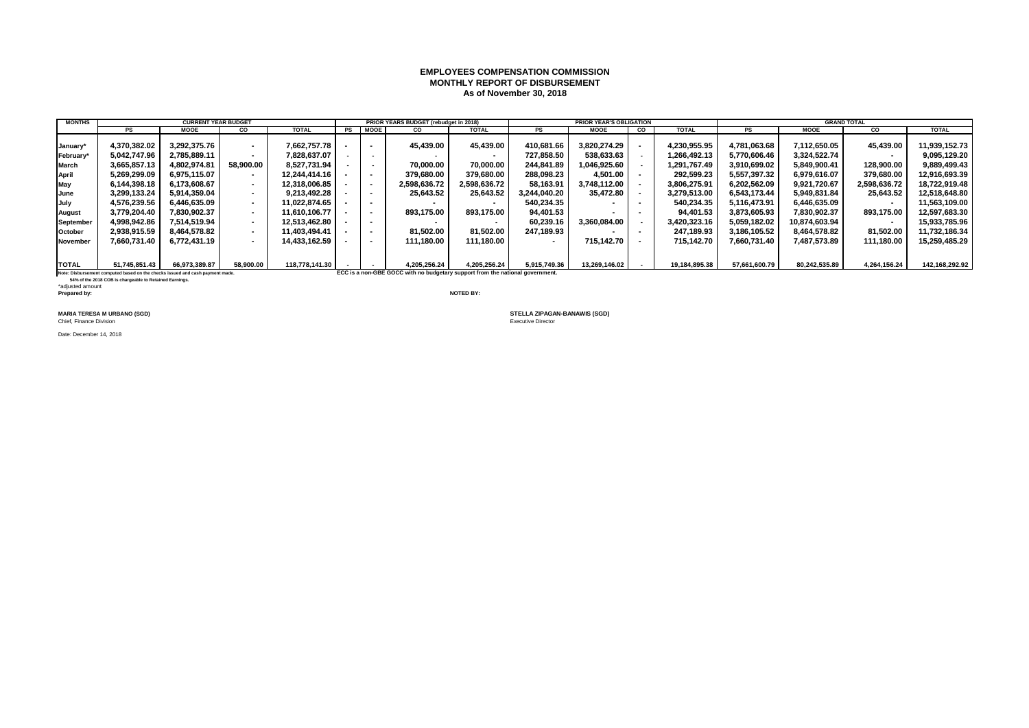**EMPLOYEES COMPENSATION COMMISSION**
**MONTHLY REPORT OF DISBURSEMENT**
**As of November 30, 2018**

| MONTHS | CURRENT YEAR BUDGET | | | | PRIOR YEARS BUDGET (rebudget in 2018) | | | | PRIOR YEAR'S OBLIGATION | | | | GRAND TOTAL | | | |
|---|---|---|---|---|---|---|---|---|---|---|---|---|---|---|---|---|
| | PS | MOOE | CO | TOTAL | PS | MOOE | CO | TOTAL | PS | MOOE | CO | TOTAL | PS | MOOE | CO | TOTAL |
| January* | 4,370,382.02 | 3,292,375.76 | - | 7,662,757.78 | - | - | 45,439.00 | 45,439.00 | 410,681.66 | 3,820,274.29 | - | 4,230,955.95 | 4,781,063.68 | 7,112,650.05 | 45,439.00 | 11,939,152.73 |
| February* | 5,042,747.96 | 2,785,889.11 | - | 7,828,637.07 | - | - | - | - | 727,858.50 | 538,633.63 | - | 1,266,492.13 | 5,770,606.46 | 3,324,522.74 | - | 9,095,129.20 |
| March | 3,665,857.13 | 4,802,974.81 | 58,900.00 | 8,527,731.94 | - | - | 70,000.00 | 70,000.00 | 244,841.89 | 1,046,925.60 | - | 1,291,767.49 | 3,910,699.02 | 5,849,900.41 | 128,900.00 | 9,889,499.43 |
| April | 5,269,299.09 | 6,975,115.07 | - | 12,244,414.16 | - | - | 379,680.00 | 379,680.00 | 288,098.23 | 4,501.00 | - | 292,599.23 | 5,557,397.32 | 6,979,616.07 | 379,680.00 | 12,916,693.39 |
| May | 6,144,398.18 | 6,173,608.67 | - | 12,318,006.85 | - | - | 2,598,636.72 | 2,598,636.72 | 58,163.91 | 3,748,112.00 | - | 3,806,275.91 | 6,202,562.09 | 9,921,720.67 | 2,598,636.72 | 18,722,919.48 |
| June | 3,299,133.24 | 5,914,359.04 | - | 9,213,492.28 | - | - | 25,643.52 | 25,643.52 | 3,244,040.20 | 35,472.80 | - | 3,279,513.00 | 6,543,173.44 | 5,949,831.84 | 25,643.52 | 12,518,648.80 |
| July | 4,576,239.56 | 6,446,635.09 | - | 11,022,874.65 | - | - | - | - | 540,234.35 | - | - | 540,234.35 | 5,116,473.91 | 6,446,635.09 | - | 11,563,109.00 |
| August | 3,779,204.40 | 7,830,902.37 | - | 11,610,106.77 | - | - | 893,175.00 | 893,175.00 | 94,401.53 | - | - | 94,401.53 | 3,873,605.93 | 7,830,902.37 | 893,175.00 | 12,597,683.30 |
| September | 4,998,942.86 | 7,514,519.94 | - | 12,513,462.80 | - | - | - | - | 60,239.16 | 3,360,084.00 | - | 3,420,323.16 | 5,059,182.02 | 10,874,603.94 | - | 15,933,785.96 |
| October | 2,938,915.59 | 8,464,578.82 | - | 11,403,494.41 | - | - | 81,502.00 | 81,502.00 | 247,189.93 | - | - | 247,189.93 | 3,186,105.52 | 8,464,578.82 | 81,502.00 | 11,732,186.34 |
| November | 7,660,731.40 | 6,772,431.19 | - | 14,433,162.59 | - | - | 111,180.00 | 111,180.00 | - | 715,142.70 | - | 715,142.70 | 7,660,731.40 | 7,487,573.89 | 111,180.00 | 15,259,485.29 |
| TOTAL | 51,745,851.43 | 66,973,389.87 | 58,900.00 | 118,778,141.30 | - | - | 4,205,256.24 | 4,205,256.24 | 5,915,749.36 | 13,269,146.02 | - | 19,184,895.38 | 57,661,600.79 | 80,242,535.89 | 4,264,156.24 | 142,168,292.92 |

**Note: Disbursement computed based on the checks issued and cash payment made.**
**54% of the 2018 COB is chargeable to Retained Earnings.**
*adjusted amount

**ECC is a non-GBE GOCC with no budgetary support from the national government.**

**Prepared by:**

**MARIA TERESA M URBANO (SGD)**
Chief, Finance Division

**NOTED BY:**

**STELLA ZIPAGAN-BANAWIS (SGD)**
Executive Director

Date: December 14, 2018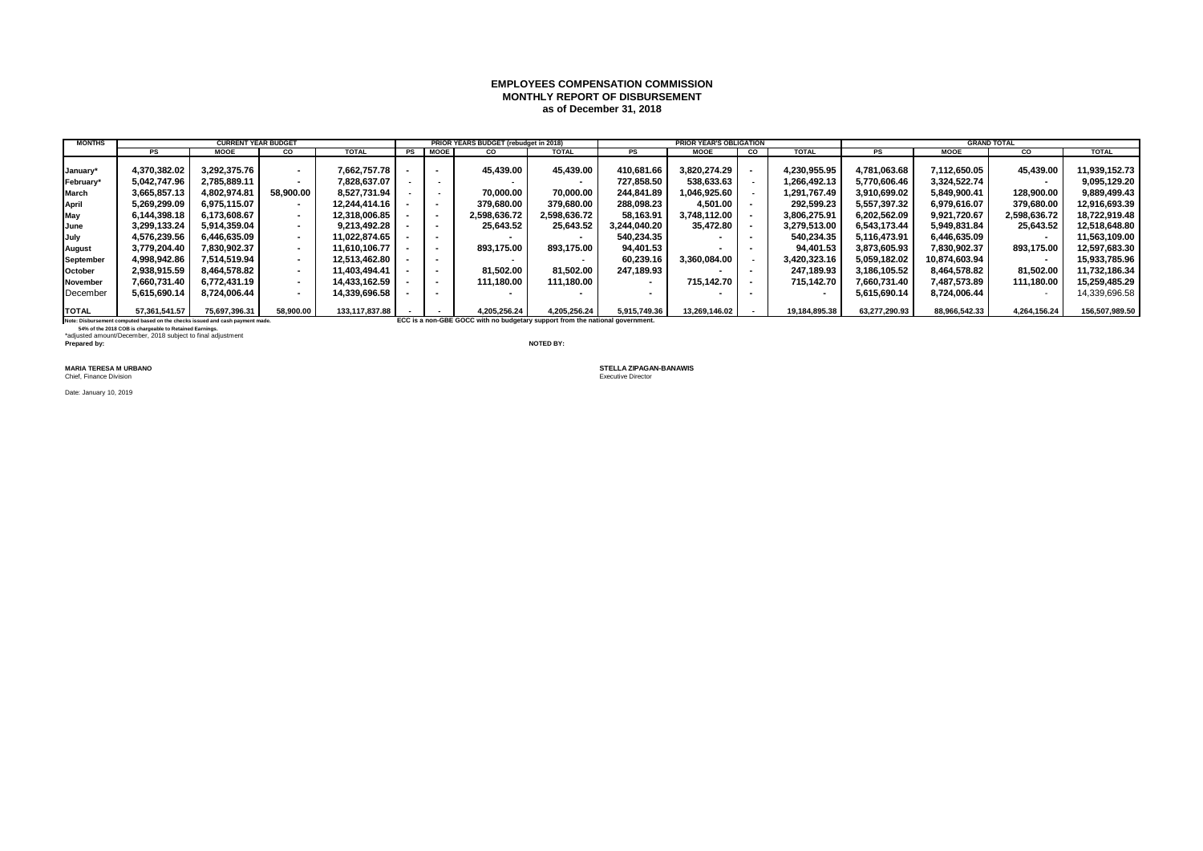**EMPLOYEES COMPENSATION COMMISSION**
**MONTHLY REPORT OF DISBURSEMENT**
**as of December 31, 2018**

| MONTHS | CURRENT YEAR BUDGET | | | | PRIOR YEARS BUDGET (rebudget in 2018) | | | | PRIOR YEAR'S OBLIGATION | | | | GRAND TOTAL | | | |
|---|---|---|---|---|---|---|---|---|---|---|---|---|---|---|---|---|
| | PS | MOOE | CO | TOTAL | PS | MOOE | CO | TOTAL | PS | MOOE | CO | TOTAL | PS | MOOE | CO | TOTAL |
| January* | 4,370,382.02 | 3,292,375.76 | - | 7,662,757.78 | - | - | 45,439.00 | 45,439.00 | 410,681.66 | 3,820,274.29 | - | 4,230,955.95 | 4,781,063.68 | 7,112,650.05 | 45,439.00 | 11,939,152.73 |
| February* | 5,042,747.96 | 2,785,889.11 | - | 7,828,637.07 | - | - | - | - | 727,858.50 | 538,633.63 | - | 1,266,492.13 | 5,770,606.46 | 3,324,522.74 | - | 9,095,129.20 |
| March | 3,665,857.13 | 4,802,974.81 | 58,900.00 | 8,527,731.94 | - | - | 70,000.00 | 70,000.00 | 244,841.89 | 1,046,925.60 | - | 1,291,767.49 | 3,910,699.02 | 5,849,900.41 | 128,900.00 | 9,889,499.43 |
| April | 5,269,299.09 | 6,975,115.07 | - | 12,244,414.16 | - | - | 379,680.00 | 379,680.00 | 288,098.23 | 4,501.00 | - | 292,599.23 | 5,557,397.32 | 6,979,616.07 | 379,680.00 | 12,916,693.39 |
| May | 6,144,398.18 | 6,173,608.67 | - | 12,318,006.85 | - | - | 2,598,636.72 | 2,598,636.72 | 58,163.91 | 3,748,112.00 | - | 3,806,275.91 | 6,202,562.09 | 9,921,720.67 | 2,598,636.72 | 18,722,919.48 |
| June | 3,299,133.24 | 5,914,359.04 | - | 9,213,492.28 | - | - | 25,643.52 | 25,643.52 | 3,244,040.20 | 35,472.80 | - | 3,279,513.00 | 6,543,173.44 | 5,949,831.84 | 25,643.52 | 12,518,648.80 |
| July | 4,576,239.56 | 6,446,635.09 | - | 11,022,874.65 | - | - | - | - | 540,234.35 | - | - | 540,234.35 | 5,116,473.91 | 6,446,635.09 | - | 11,563,109.00 |
| August | 3,779,204.40 | 7,830,902.37 | - | 11,610,106.77 | - | - | 893,175.00 | 893,175.00 | 94,401.53 | - | - | 94,401.53 | 3,873,605.93 | 7,830,902.37 | 893,175.00 | 12,597,683.30 |
| September | 4,998,942.86 | 7,514,519.94 | - | 12,513,462.80 | - | - | - | - | 60,239.16 | 3,360,084.00 | - | 3,420,323.16 | 5,059,182.02 | 10,874,603.94 | - | 15,933,785.96 |
| October | 2,938,915.59 | 8,464,578.82 | - | 11,403,494.41 | - | - | 81,502.00 | 81,502.00 | 247,189.93 | - | - | 247,189.93 | 3,186,105.52 | 8,464,578.82 | 81,502.00 | 11,732,186.34 |
| November | 7,660,731.40 | 6,772,431.19 | - | 14,433,162.59 | - | - | 111,180.00 | 111,180.00 | - | 715,142.70 | - | 715,142.70 | 7,660,731.40 | 7,487,573.89 | 111,180.00 | 15,259,485.29 |
| December | 5,615,690.14 | 8,724,006.44 | - | 14,339,696.58 | - | - | - | - | - | - | - | - | 5,615,690.14 | 8,724,006.44 | - | 14,339,696.58 |
| TOTAL | 57,361,541.57 | 75,697,396.31 | 58,900.00 | 133,117,837.88 | - | - | 4,205,256.24 | 4,205,256.24 | 5,915,749.36 | 13,269,146.02 | - | 19,184,895.38 | 63,277,290.93 | 88,966,542.33 | 4,264,156.24 | 156,507,989.50 |

Note: Disbursement computed based on the checks issued and cash payment made.
54% of the 2018 COB is chargeable to Retained Earnings.
*adjusted amount/December, 2018 subject to final adjustment

ECC is a non-GBE GOCC with no budgetary support from the national government.

**Prepared by:**

**MARIA TERESA M URBANO**
Chief, Finance Division

**NOTED BY:**

**STELLA ZIPAGAN-BANAWIS**
Executive Director

Date: January 10, 2019